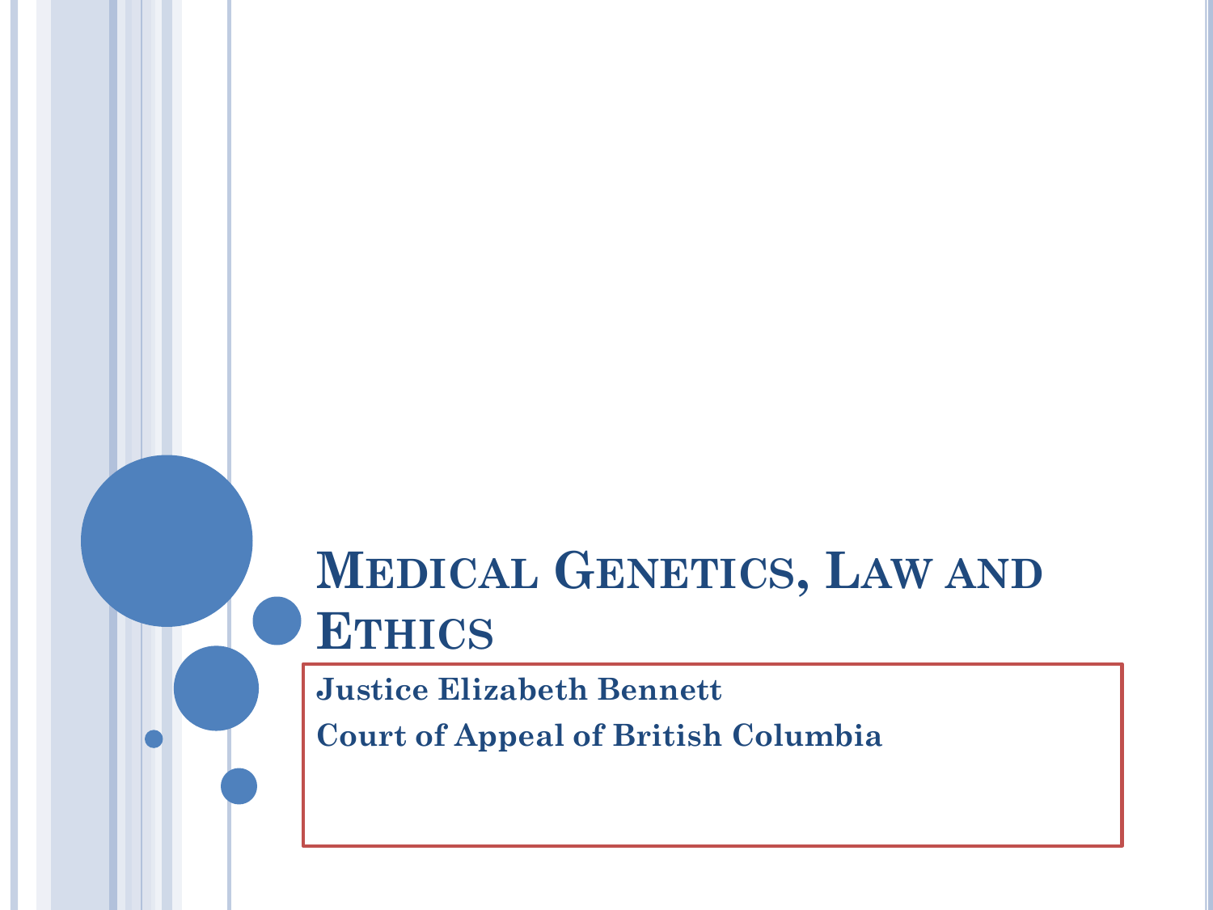# Medical Genetics, Law and Ethics

**Justice Elizabeth Bennett**

**Court of Appeal of British Columbia**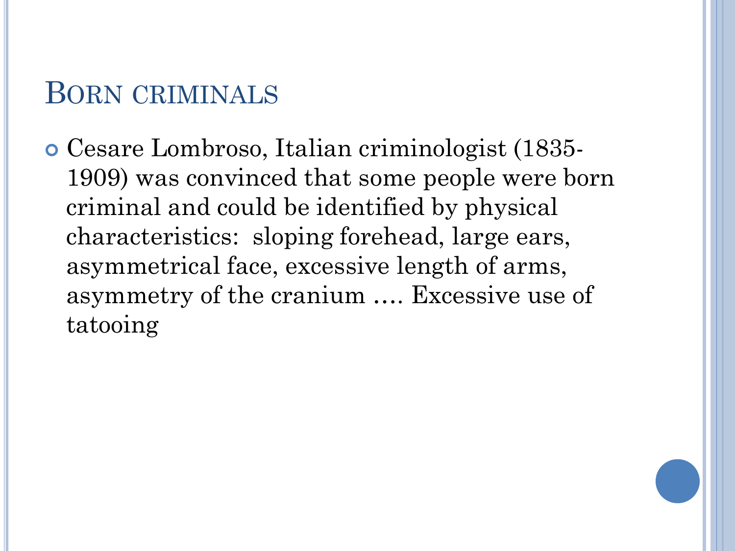## Born criminals

- Cesare Lombroso, Italian criminologist (1835-1909) was convinced that some people were born criminal and could be identified by physical characteristics: sloping forehead, large ears, asymmetrical face, excessive length of arms, asymmetry of the cranium …. Excessive use of tatooing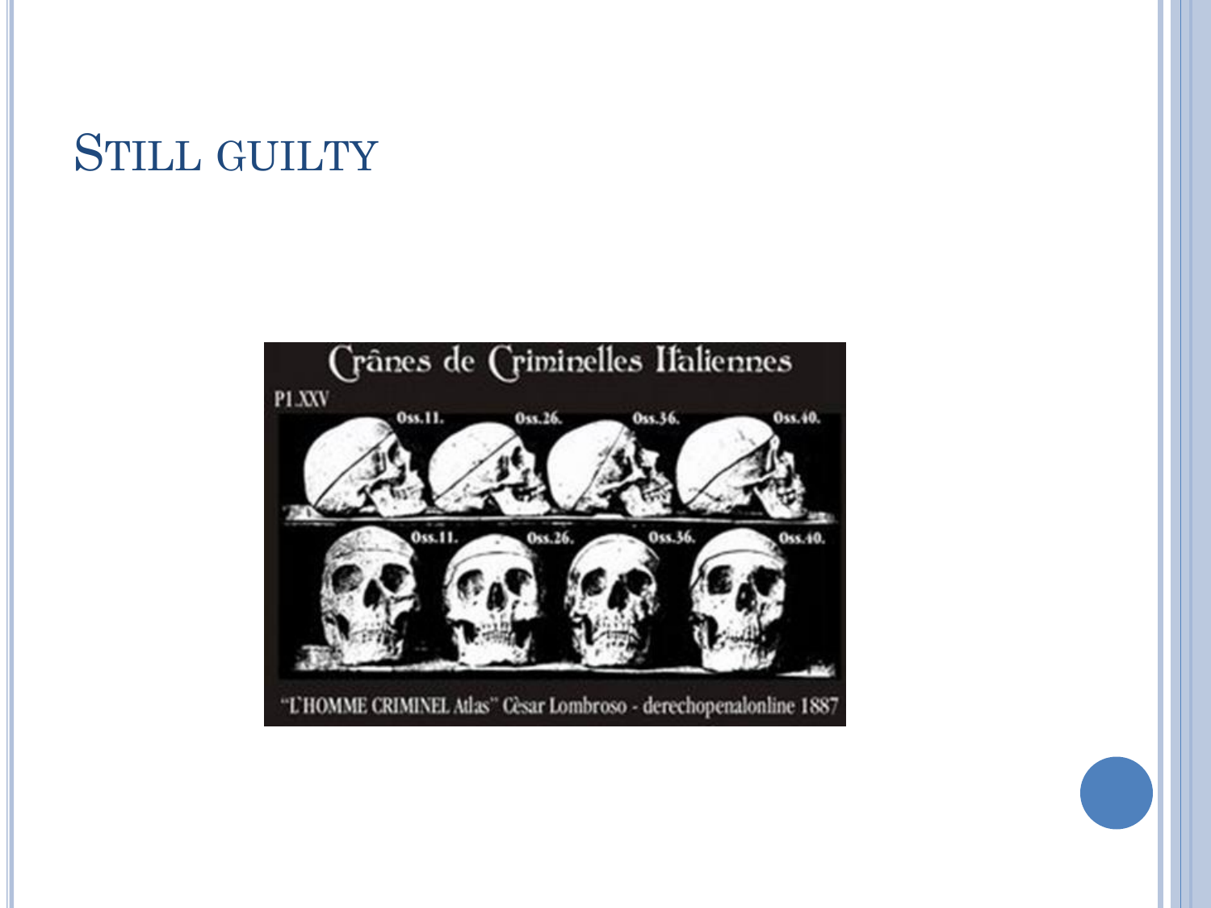# Still guilty

Crânes de Criminelles Italiennes

Pl. XXV

Oss.11. Oss.26. Oss.36. Oss.40.

Oss.11. Oss.26. Oss.36. Oss.40.

"L'HOMME CRIMINEL Atlas" Cèsar Lombroso - derechopenalonline 1887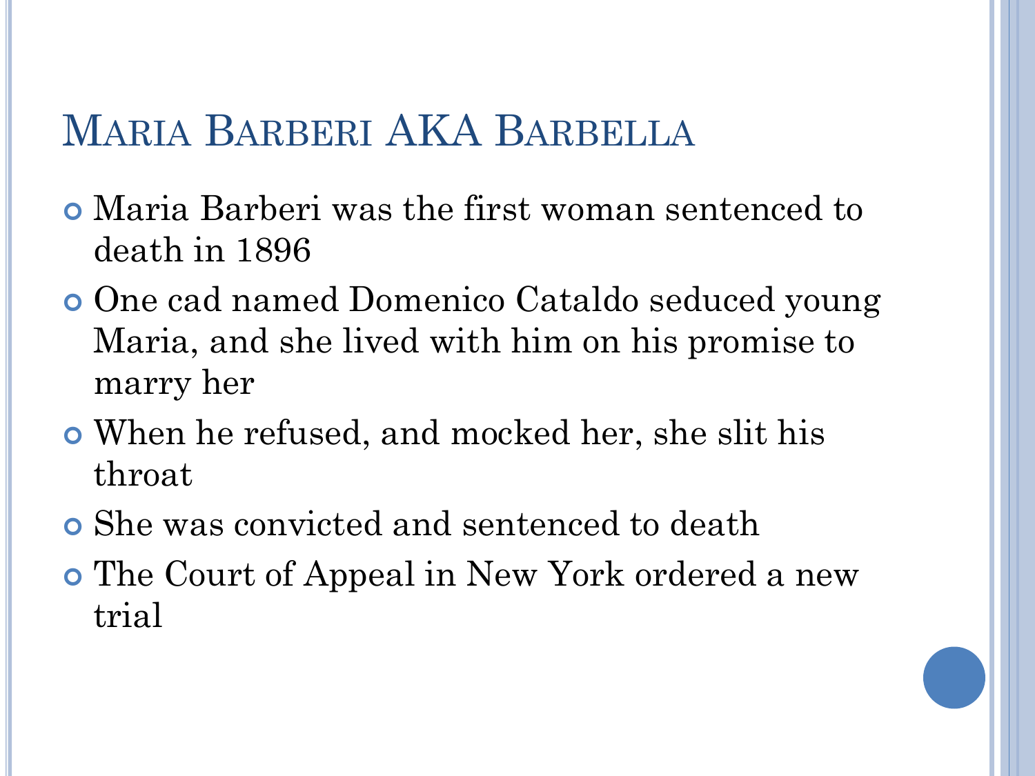# Maria Barberi AKA Barbella

- Maria Barberi was the first woman sentenced to death in 1896
- One cad named Domenico Cataldo seduced young Maria, and she lived with him on his promise to marry her
- When he refused, and mocked her, she slit his throat
- She was convicted and sentenced to death
- The Court of Appeal in New York ordered a new trial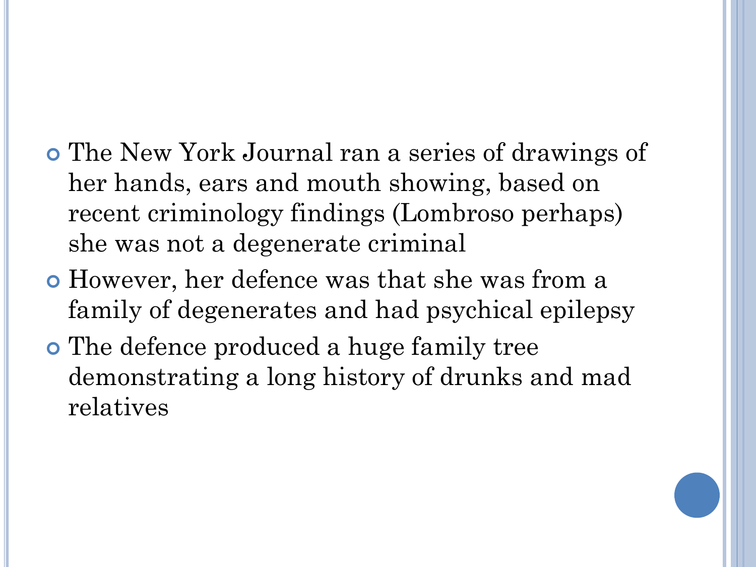- The New York Journal ran a series of drawings of her hands, ears and mouth showing, based on recent criminology findings (Lombroso perhaps) she was not a degenerate criminal
- However, her defence was that she was from a family of degenerates and had psychical epilepsy
- The defence produced a huge family tree demonstrating a long history of drunks and mad relatives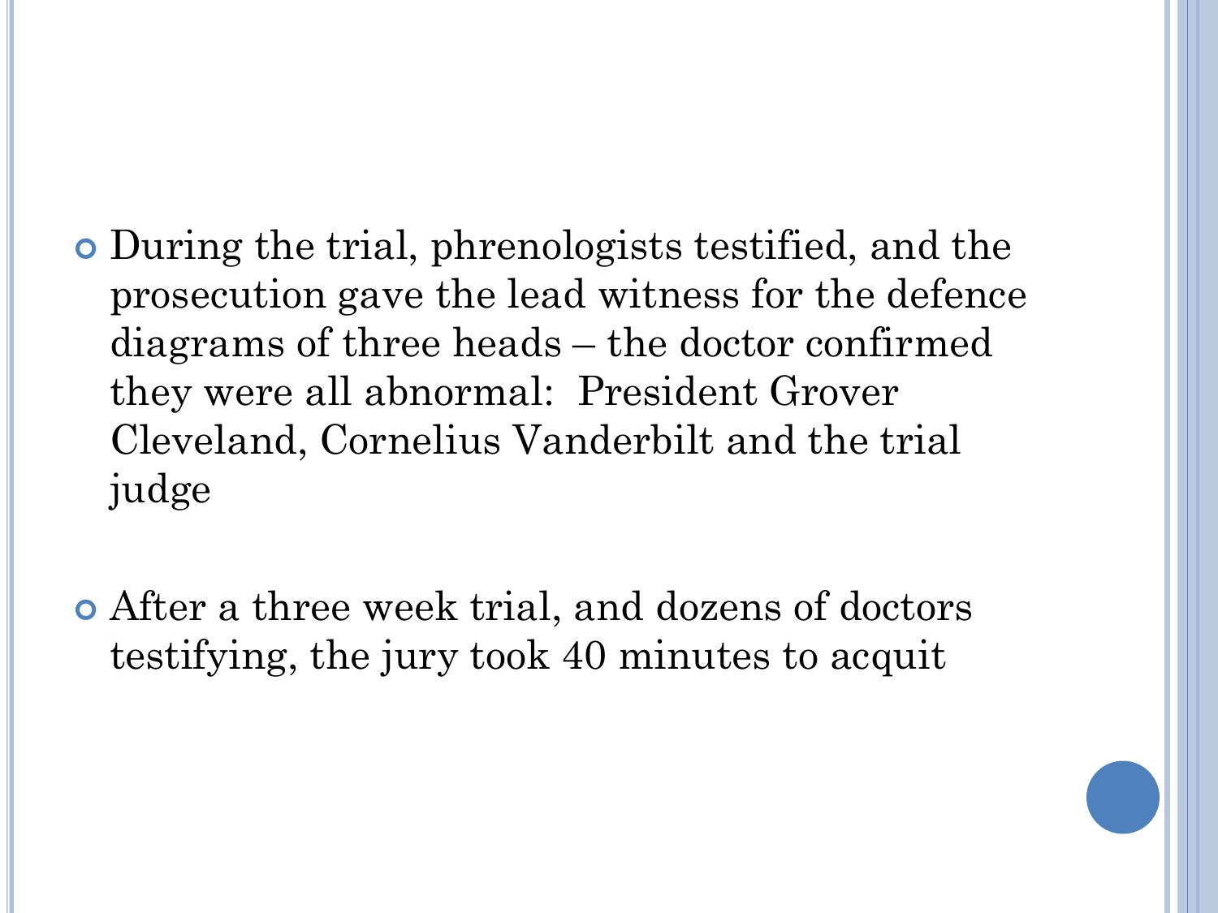- During the trial, phrenologists testified, and the prosecution gave the lead witness for the defence diagrams of three heads – the doctor confirmed they were all abnormal: President Grover Cleveland, Cornelius Vanderbilt and the trial judge
- After a three week trial, and dozens of doctors testifying, the jury took 40 minutes to acquit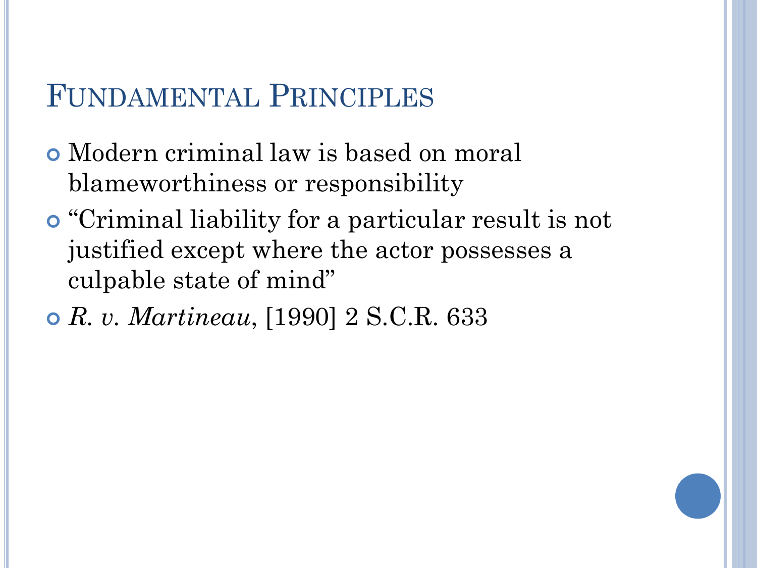# Fundamental Principles

- Modern criminal law is based on moral blameworthiness or responsibility
- "Criminal liability for a particular result is not justified except where the actor possesses a culpable state of mind"
- *R. v. Martineau*, [1990] 2 S.C.R. 633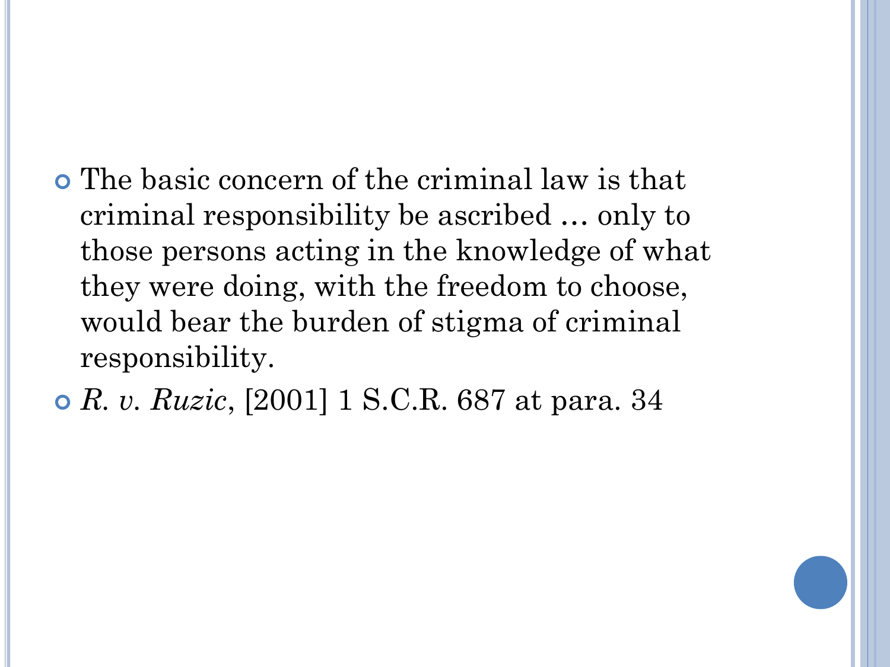- The basic concern of the criminal law is that criminal responsibility be ascribed … only to those persons acting in the knowledge of what they were doing, with the freedom to choose, would bear the burden of stigma of criminal responsibility.
- *R. v. Ruzic*, [2001] 1 S.C.R. 687 at para. 34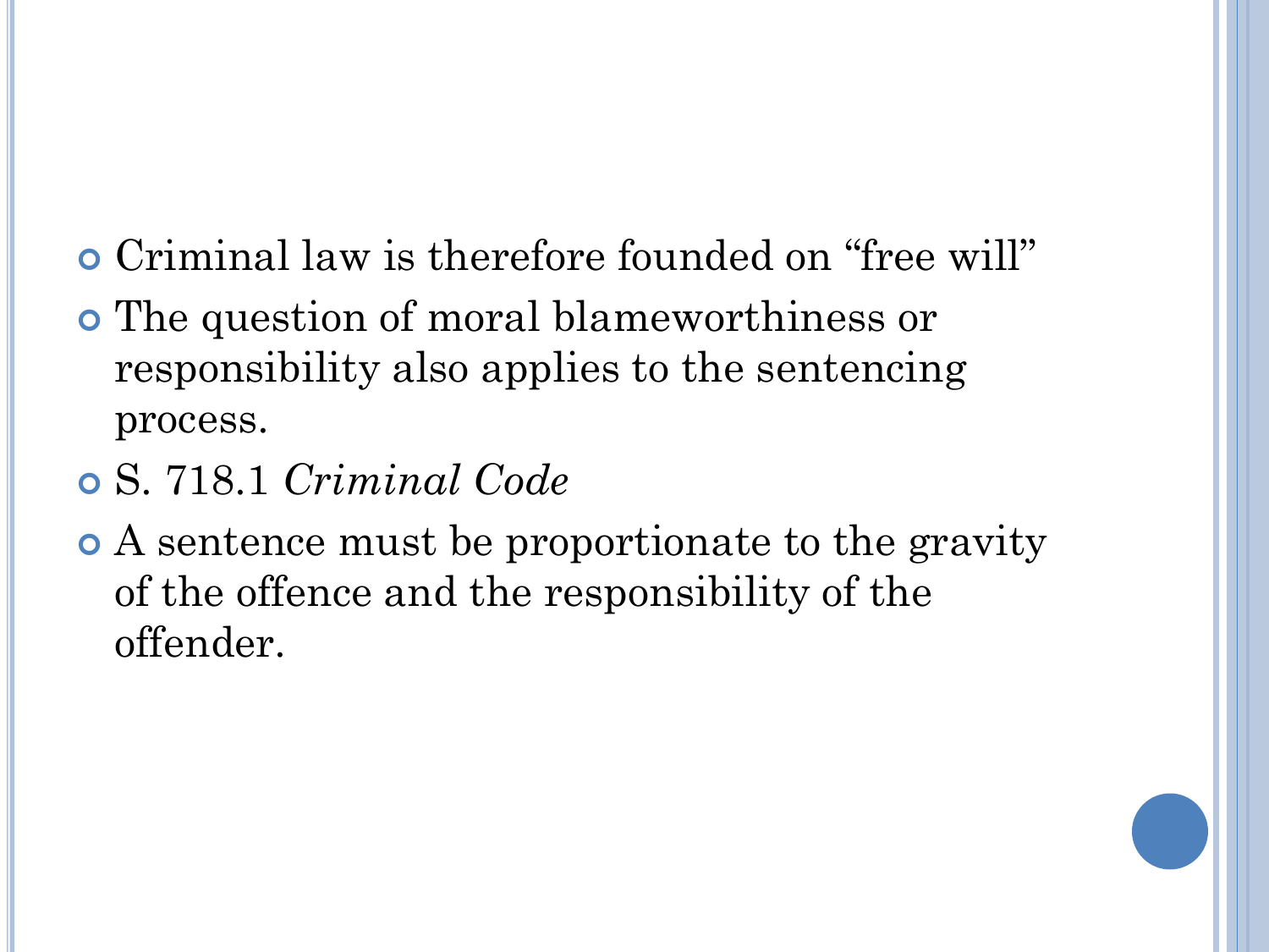- Criminal law is therefore founded on “free will”
- The question of moral blameworthiness or responsibility also applies to the sentencing process.
- S. 718.1 *Criminal Code*
- A sentence must be proportionate to the gravity of the offence and the responsibility of the offender.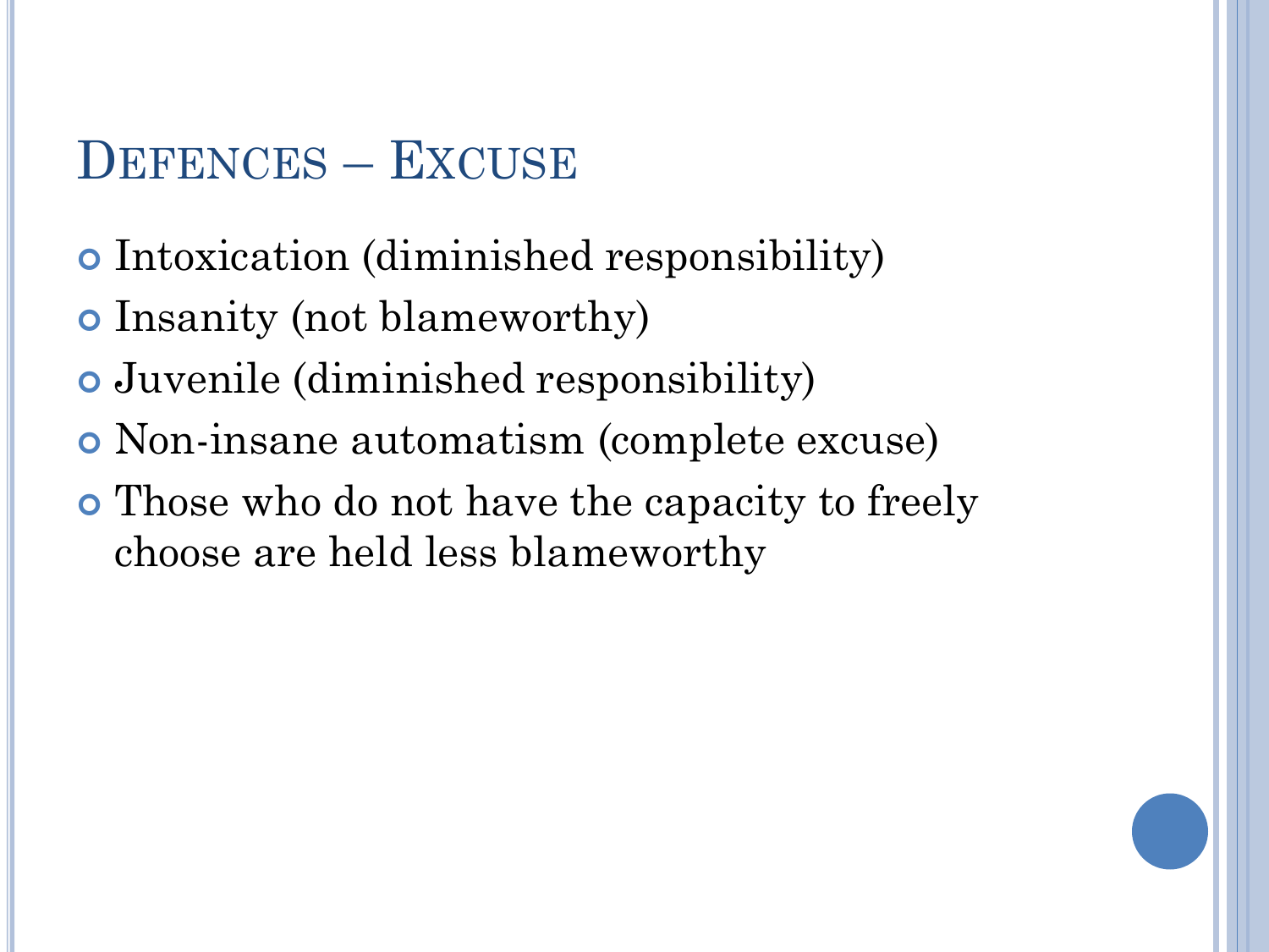# Defences – Excuse

- Intoxication (diminished responsibility)
- Insanity (not blameworthy)
- Juvenile (diminished responsibility)
- Non-insane automatism (complete excuse)
- Those who do not have the capacity to freely choose are held less blameworthy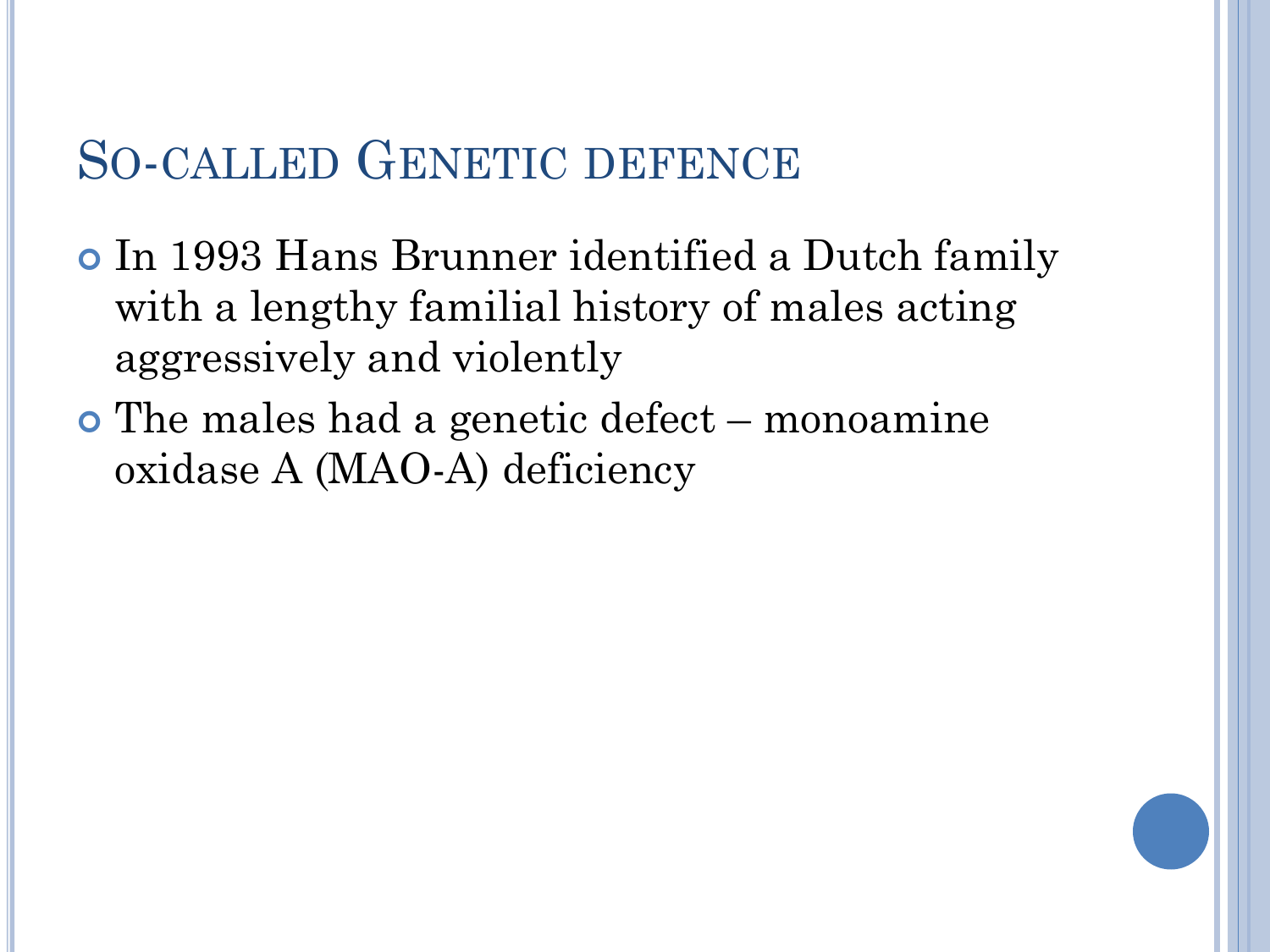## So-called Genetic defence

- In 1993 Hans Brunner identified a Dutch family with a lengthy familial history of males acting aggressively and violently
- The males had a genetic defect – monoamine oxidase A (MAO-A) deficiency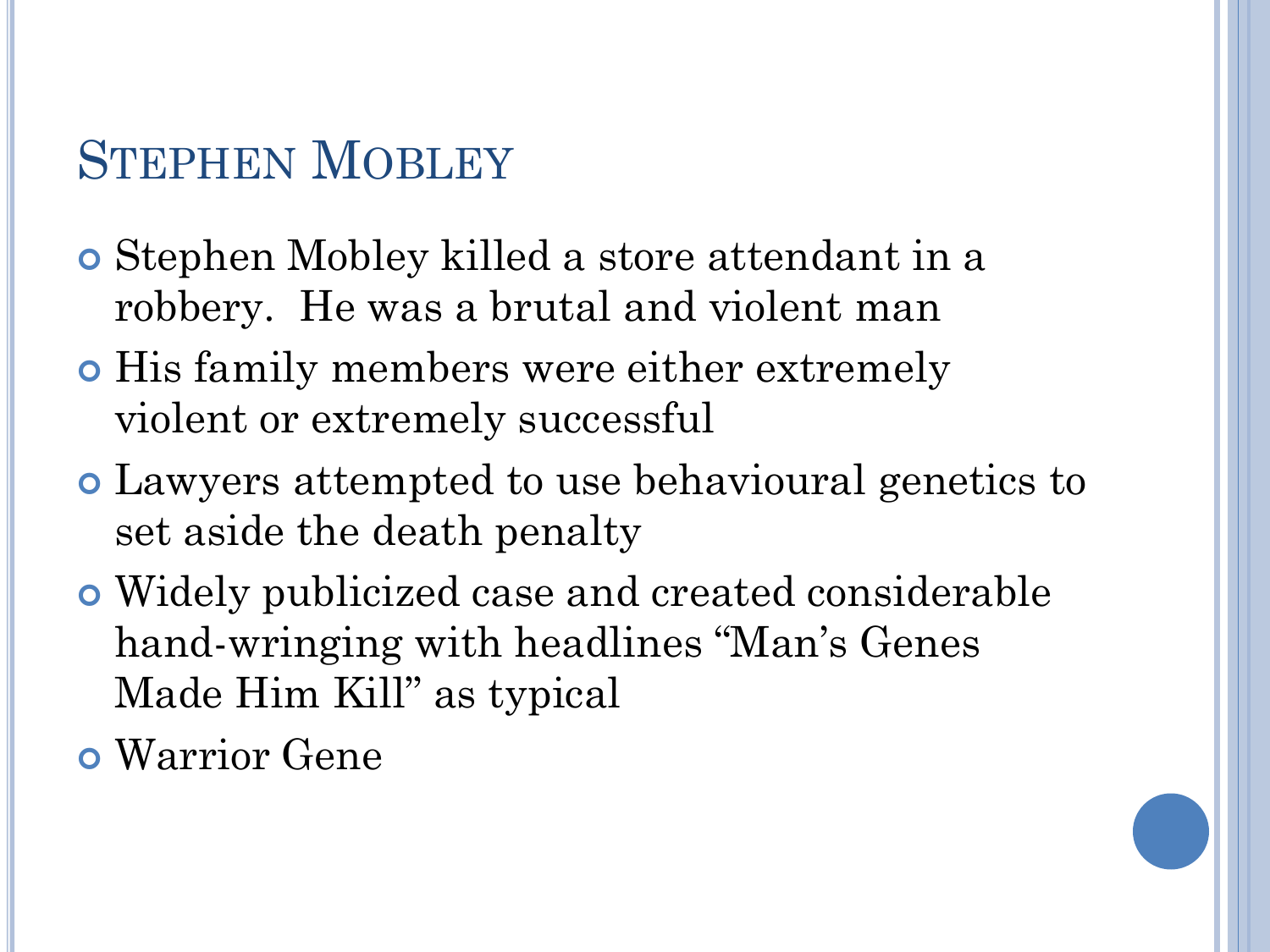# Stephen Mobley

- Stephen Mobley killed a store attendant in a robbery. He was a brutal and violent man
- His family members were either extremely violent or extremely successful
- Lawyers attempted to use behavioural genetics to set aside the death penalty
- Widely publicized case and created considerable hand-wringing with headlines "Man's Genes Made Him Kill" as typical
- Warrior Gene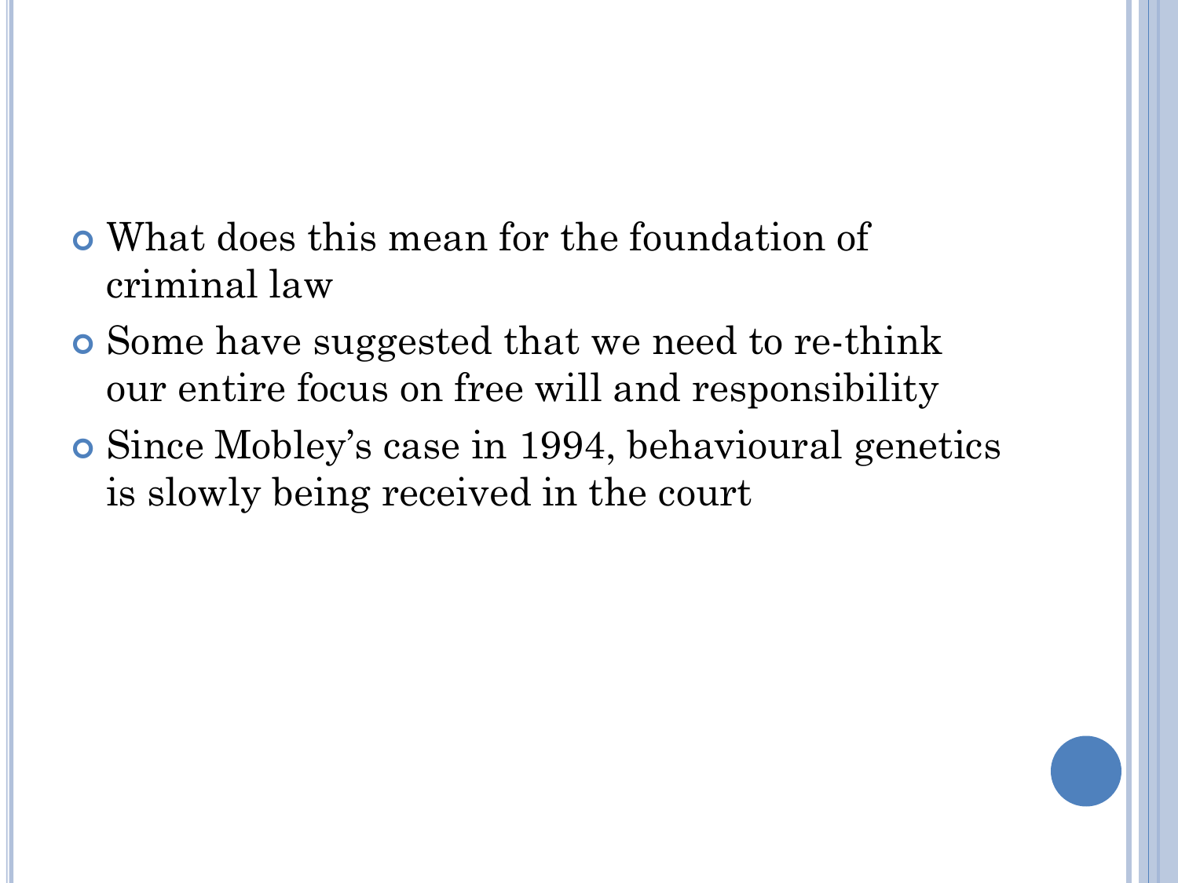- What does this mean for the foundation of criminal law
- Some have suggested that we need to re-think our entire focus on free will and responsibility
- Since Mobley's case in 1994, behavioural genetics is slowly being received in the court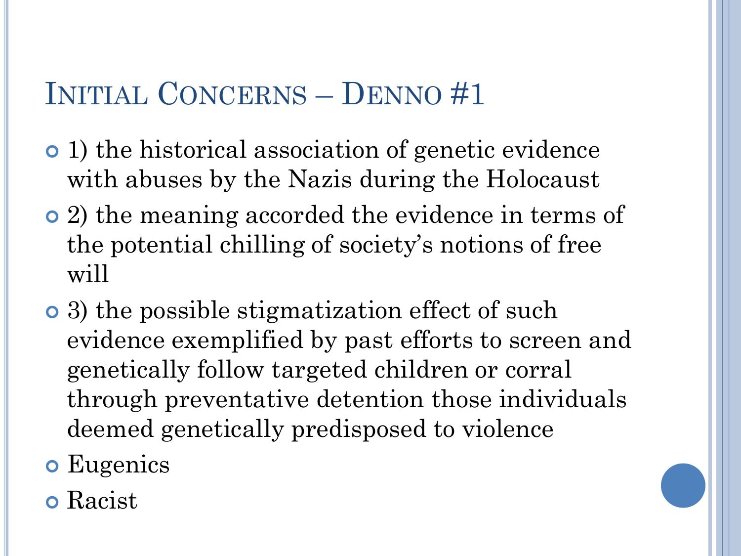# Initial Concerns – Denno #1

- 1) the historical association of genetic evidence with abuses by the Nazis during the Holocaust
- 2) the meaning accorded the evidence in terms of the potential chilling of society's notions of free will
- 3) the possible stigmatization effect of such evidence exemplified by past efforts to screen and genetically follow targeted children or corral through preventative detention those individuals deemed genetically predisposed to violence
- Eugenics
- Racist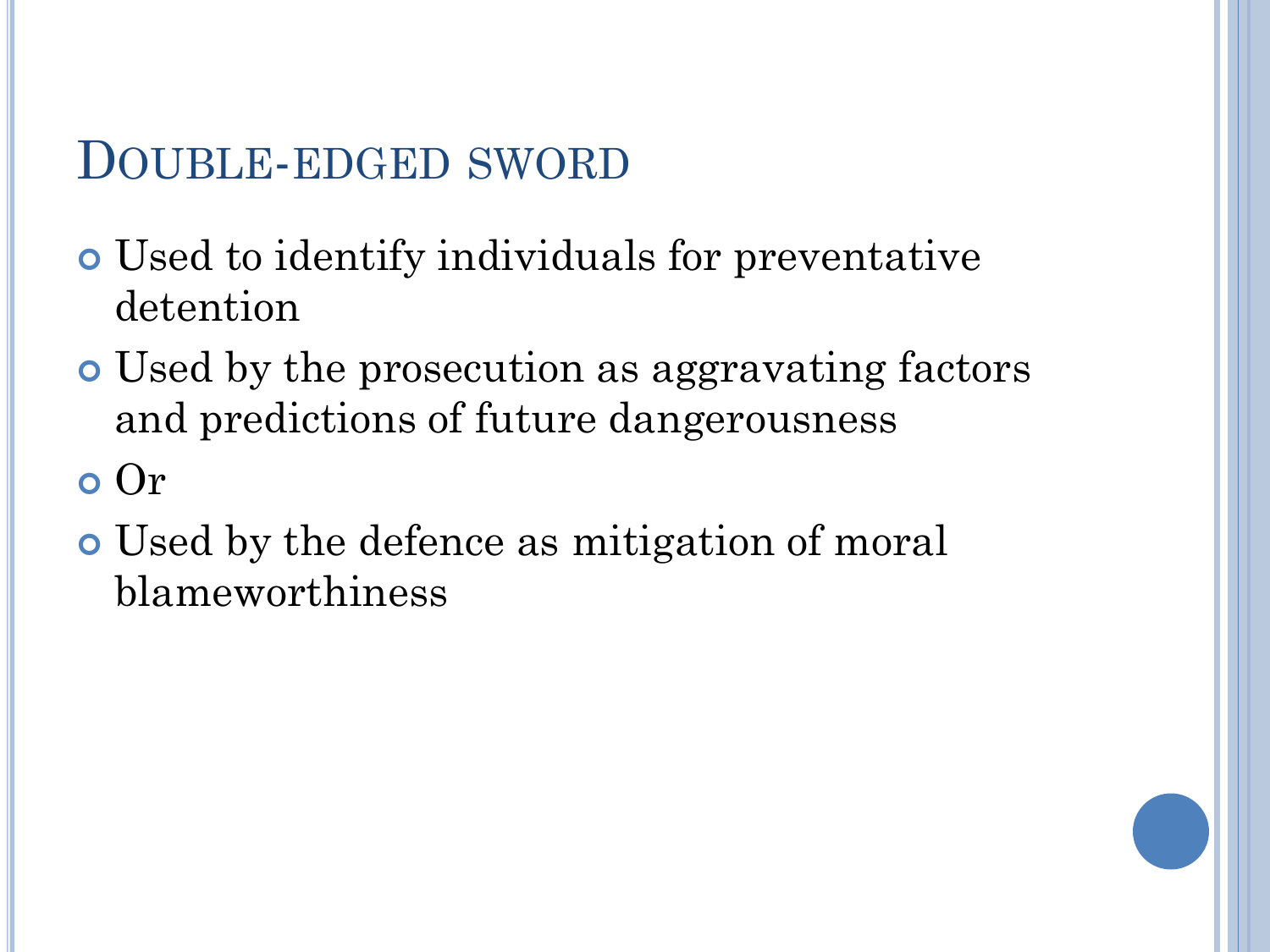## Double-edged sword

- Used to identify individuals for preventative detention
- Used by the prosecution as aggravating factors and predictions of future dangerousness
- Or
- Used by the defence as mitigation of moral blameworthiness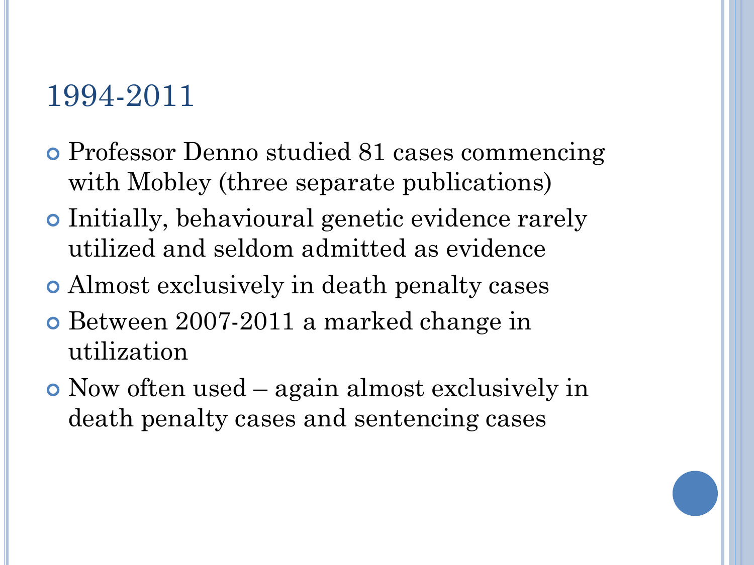## 1994-2011

- Professor Denno studied 81 cases commencing with Mobley (three separate publications)
- Initially, behavioural genetic evidence rarely utilized and seldom admitted as evidence
- Almost exclusively in death penalty cases
- Between 2007-2011 a marked change in utilization
- Now often used – again almost exclusively in death penalty cases and sentencing cases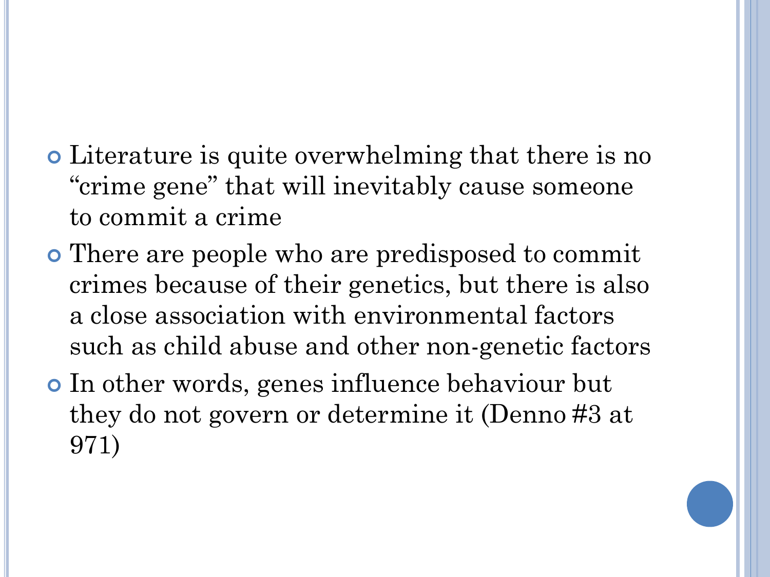- Literature is quite overwhelming that there is no “crime gene” that will inevitably cause someone to commit a crime
- There are people who are predisposed to commit crimes because of their genetics, but there is also a close association with environmental factors such as child abuse and other non-genetic factors
- In other words, genes influence behaviour but they do not govern or determine it (Denno #3 at 971)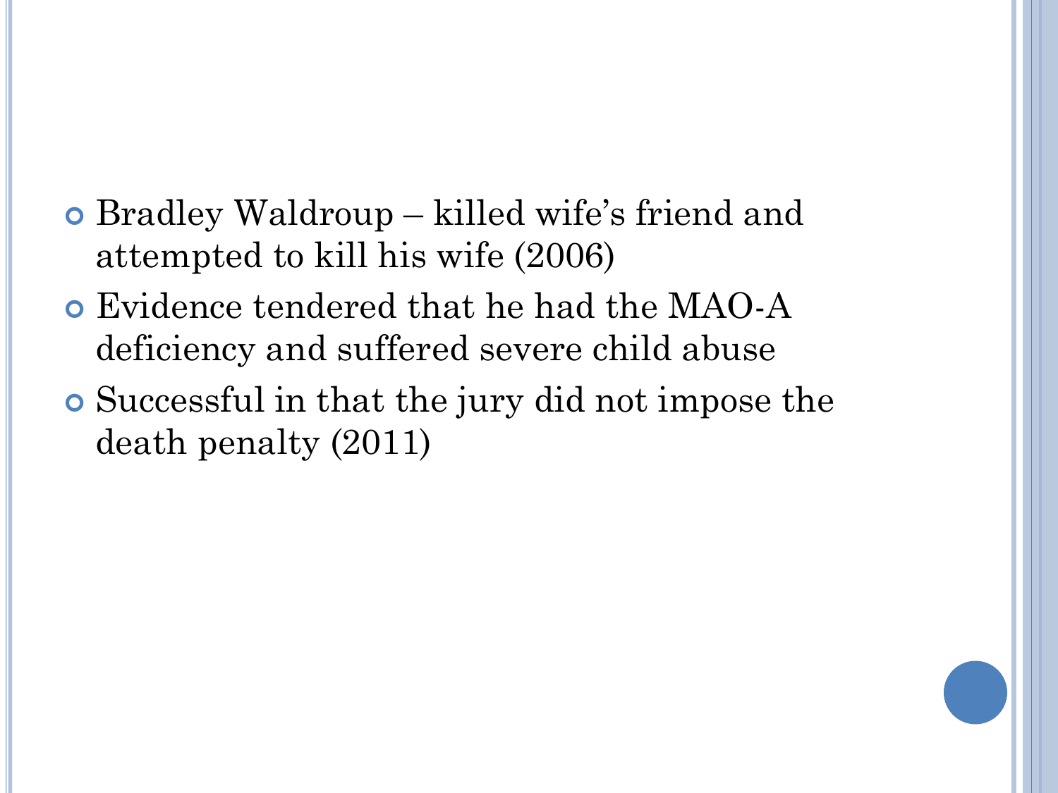- Bradley Waldroup – killed wife's friend and attempted to kill his wife (2006)
- Evidence tendered that he had the MAO-A deficiency and suffered severe child abuse
- Successful in that the jury did not impose the death penalty (2011)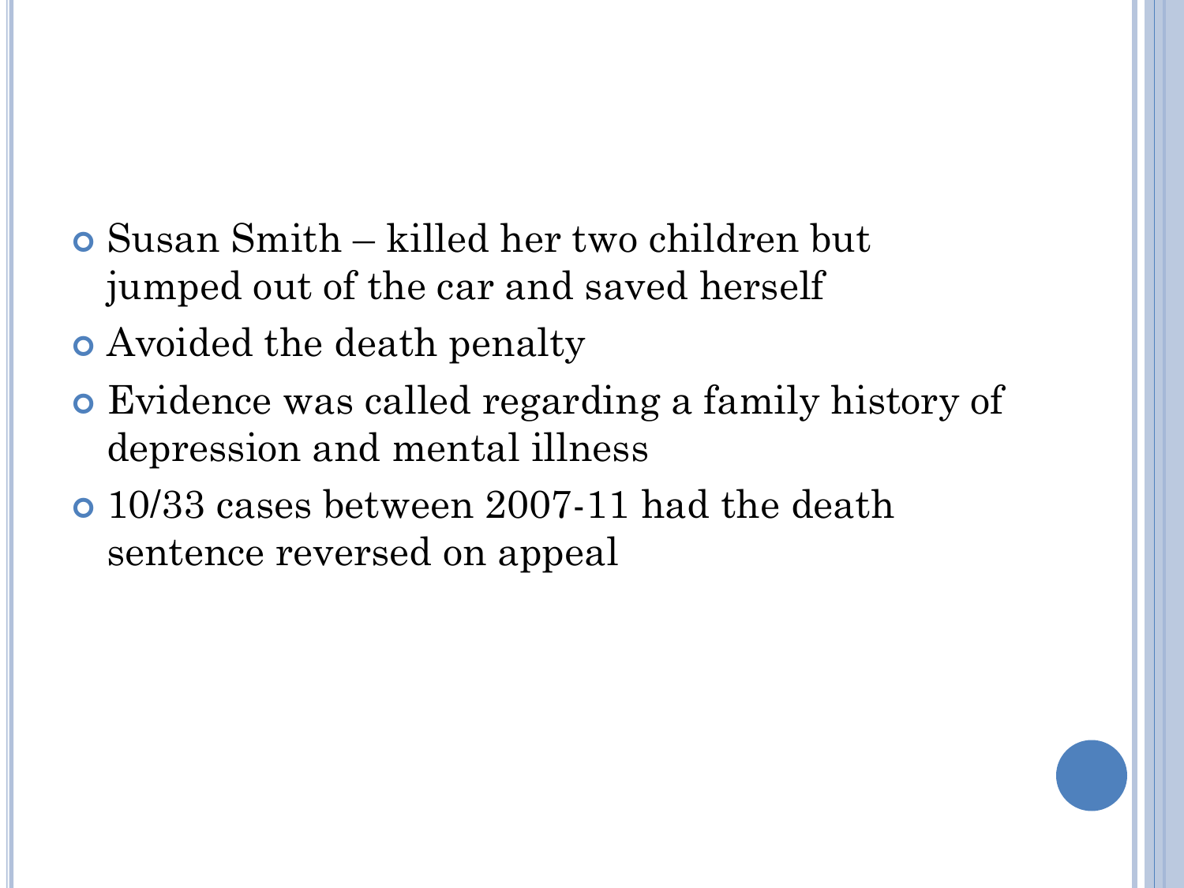- Susan Smith – killed her two children but jumped out of the car and saved herself
- Avoided the death penalty
- Evidence was called regarding a family history of depression and mental illness
- 10/33 cases between 2007-11 had the death sentence reversed on appeal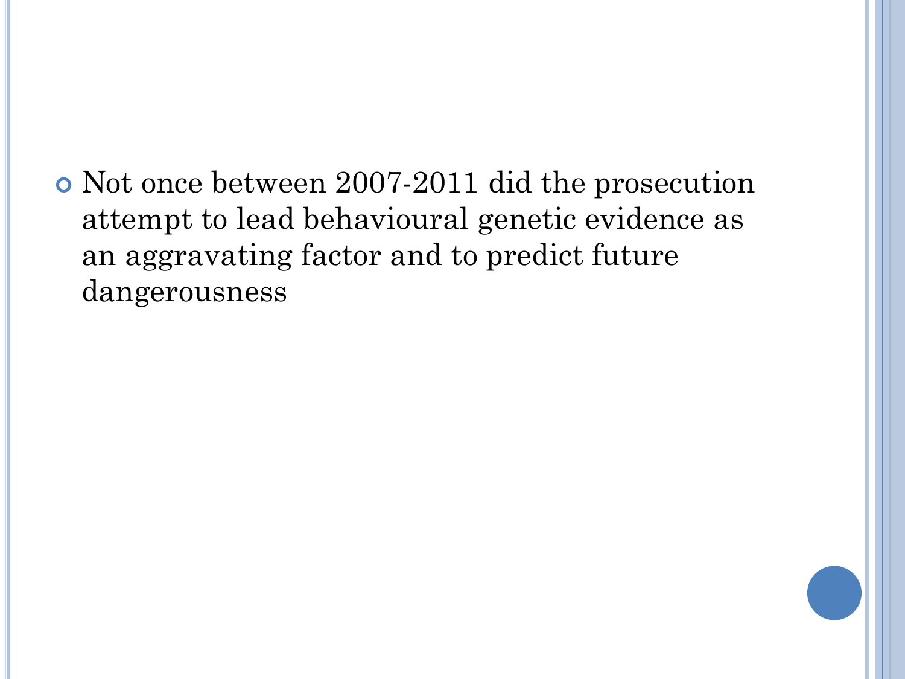- Not once between 2007-2011 did the prosecution attempt to lead behavioural genetic evidence as an aggravating factor and to predict future dangerousness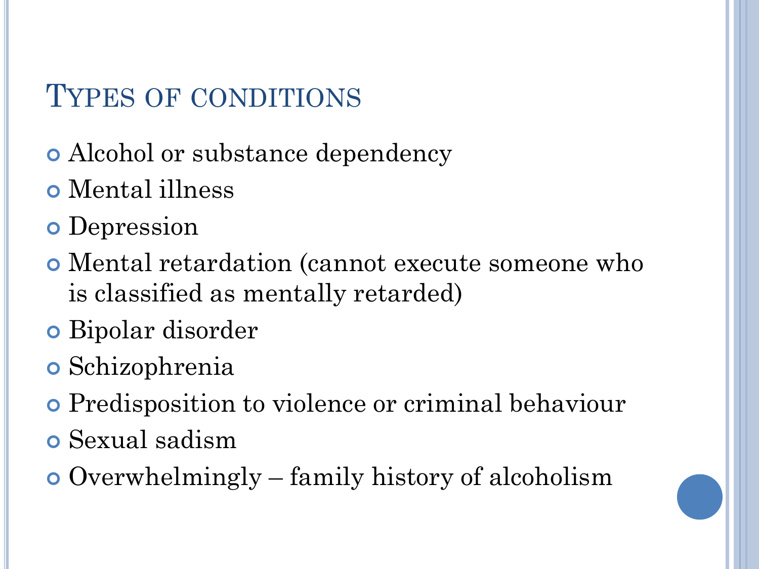## Types of conditions

- Alcohol or substance dependency
- Mental illness
- Depression
- Mental retardation (cannot execute someone who is classified as mentally retarded)
- Bipolar disorder
- Schizophrenia
- Predisposition to violence or criminal behaviour
- Sexual sadism
- Overwhelmingly – family history of alcoholism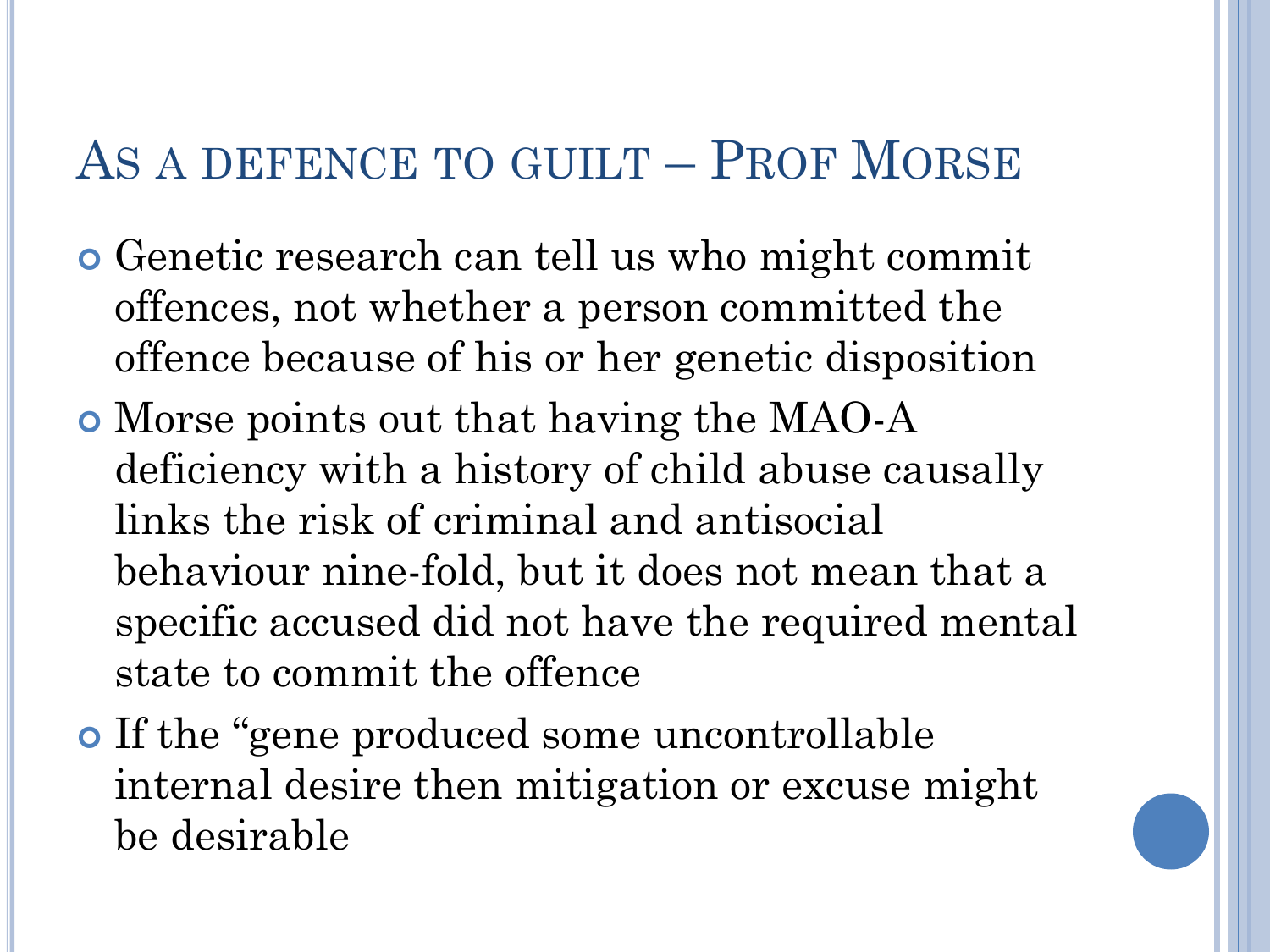# As a defence to guilt – Prof Morse

- Genetic research can tell us who might commit offences, not whether a person committed the offence because of his or her genetic disposition
- Morse points out that having the MAO-A deficiency with a history of child abuse causally links the risk of criminal and antisocial behaviour nine-fold, but it does not mean that a specific accused did not have the required mental state to commit the offence
- If the "gene produced some uncontrollable internal desire then mitigation or excuse might be desirable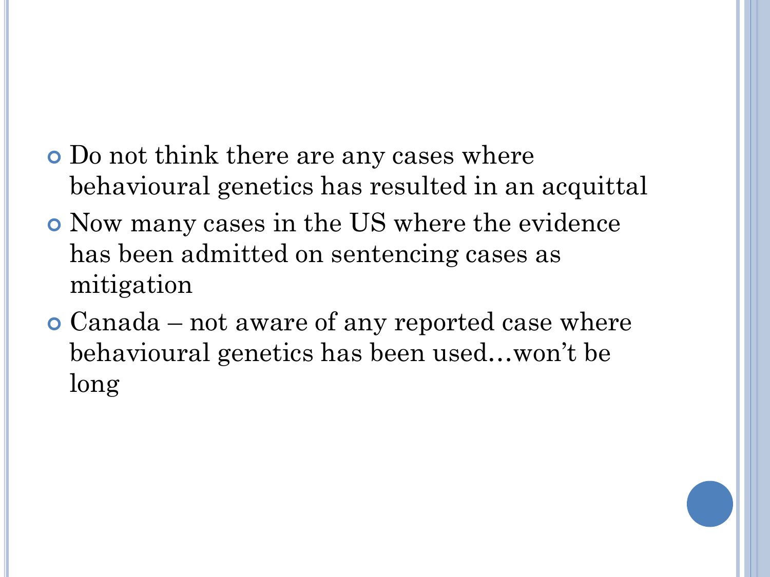- Do not think there are any cases where behavioural genetics has resulted in an acquittal
- Now many cases in the US where the evidence has been admitted on sentencing cases as mitigation
- Canada – not aware of any reported case where behavioural genetics has been used…won't be long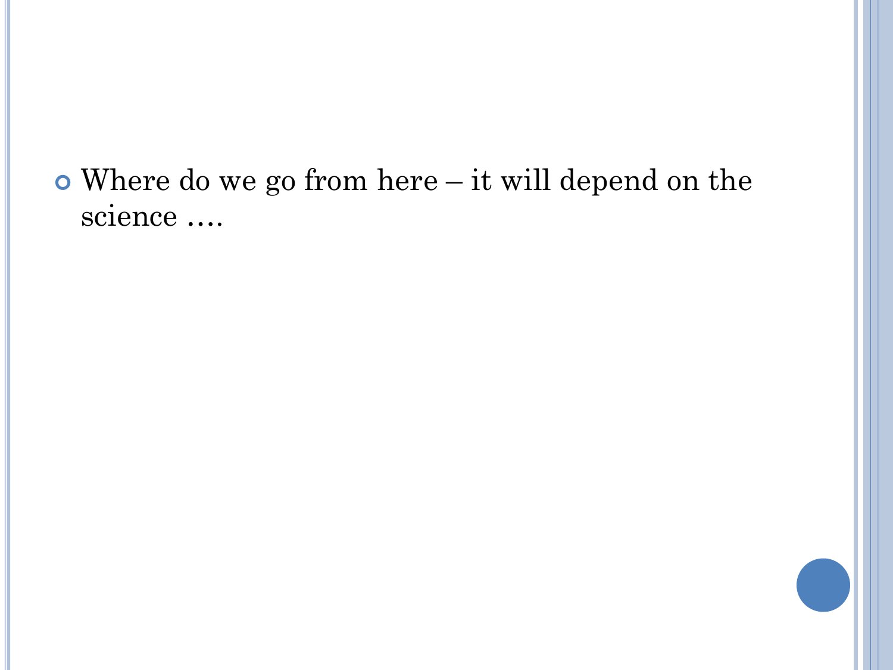- Where do we go from here – it will depend on the science ….